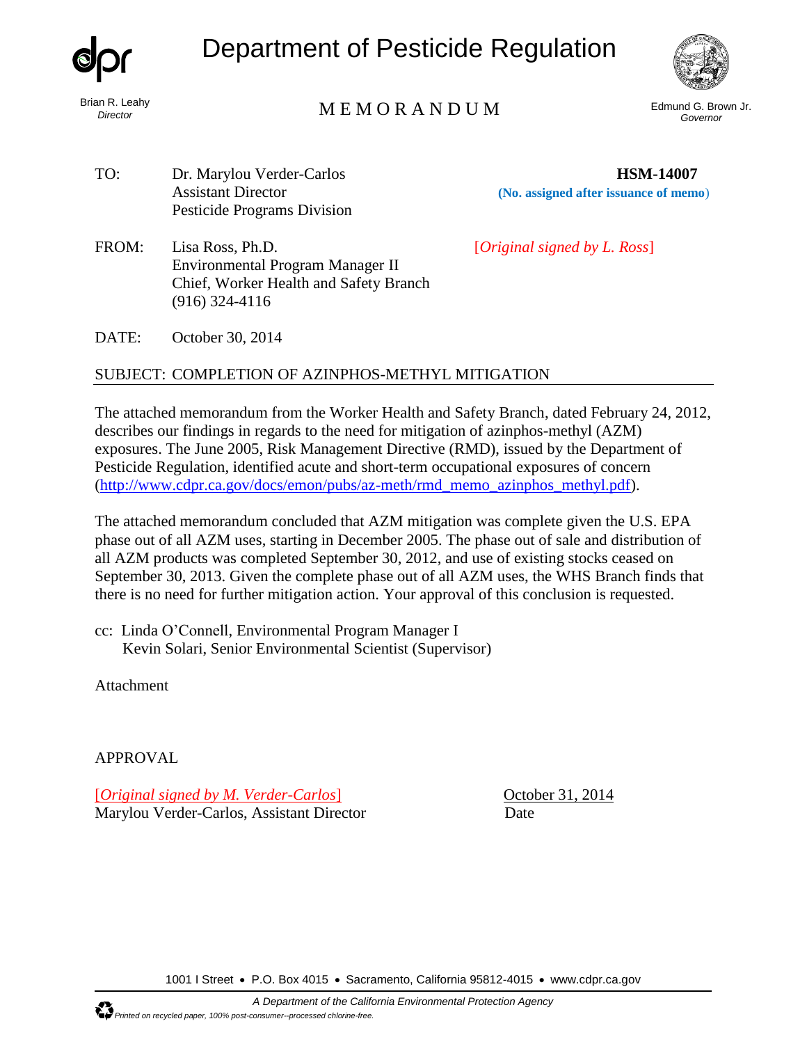# Department of Pesticide Regulation

Brian R. Leahy
*Director*

## MEMORANDUM

Edmund G. Brown Jr.
*Governor*

TO: Dr. Marylou Verder-Carlos
Assistant Director
Pesticide Programs Division

**HSM-14007**
**(No. assigned after issuance of memo)**

FROM: Lisa Ross, Ph.D.
Environmental Program Manager II
Chief, Worker Health and Safety Branch
(916) 324-4116

[*Original signed by L. Ross*]

DATE: October 30, 2014

SUBJECT: COMPLETION OF AZINPHOS-METHYL MITIGATION

The attached memorandum from the Worker Health and Safety Branch, dated February 24, 2012, describes our findings in regards to the need for mitigation of azinphos-methyl (AZM) exposures. The June 2005, Risk Management Directive (RMD), issued by the Department of Pesticide Regulation, identified acute and short-term occupational exposures of concern (http://www.cdpr.ca.gov/docs/emon/pubs/az-meth/rmd_memo_azinphos_methyl.pdf).

The attached memorandum concluded that AZM mitigation was complete given the U.S. EPA phase out of all AZM uses, starting in December 2005. The phase out of sale and distribution of all AZM products was completed September 30, 2012, and use of existing stocks ceased on September 30, 2013. Given the complete phase out of all AZM uses, the WHS Branch finds that there is no need for further mitigation action. Your approval of this conclusion is requested.

cc: Linda O'Connell, Environmental Program Manager I
Kevin Solari, Senior Environmental Scientist (Supervisor)

Attachment

APPROVAL

[*Original signed by M. Verder-Carlos*]
Marylou Verder-Carlos, Assistant Director

October 31, 2014
Date

1001 I Street • P.O. Box 4015 • Sacramento, California 95812-4015 • www.cdpr.ca.gov

*A Department of the California Environmental Protection Agency*

*Printed on recycled paper, 100% post-consumer--processed chlorine-free.*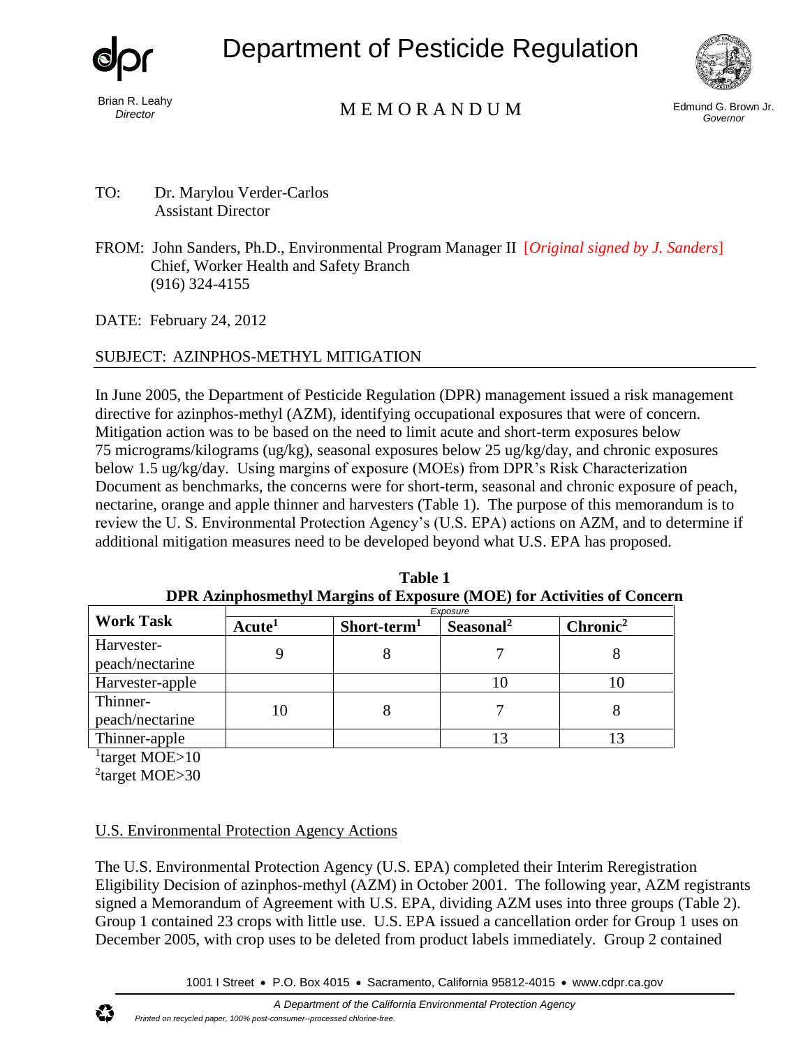Department of Pesticide Regulation

Brian R. Leahy
*Director*

MEMORANDUM

Edmund G. Brown Jr.
*Governor*

TO: Dr. Marylou Verder-Carlos
Assistant Director

FROM: John Sanders, Ph.D., Environmental Program Manager II [*Original signed by J. Sanders*]
Chief, Worker Health and Safety Branch
(916) 324-4155

DATE: February 24, 2012

SUBJECT: AZINPHOS-METHYL MITIGATION

In June 2005, the Department of Pesticide Regulation (DPR) management issued a risk management directive for azinphos-methyl (AZM), identifying occupational exposures that were of concern. Mitigation action was to be based on the need to limit acute and short-term exposures below 75 micrograms/kilograms (ug/kg), seasonal exposures below 25 ug/kg/day, and chronic exposures below 1.5 ug/kg/day. Using margins of exposure (MOEs) from DPR's Risk Characterization Document as benchmarks, the concerns were for short-term, seasonal and chronic exposure of peach, nectarine, orange and apple thinner and harvesters (Table 1). The purpose of this memorandum is to review the U. S. Environmental Protection Agency's (U.S. EPA) actions on AZM, and to determine if additional mitigation measures need to be developed beyond what U.S. EPA has proposed.

**Table 1**
**DPR Azinphosmethyl Margins of Exposure (MOE) for Activities of Concern**

| Work Task | *Exposure* | | | |
|---|---|---|---|---|
| | **Acute**[1] | **Short-term**[1] | **Seasonal**[2] | **Chronic**[2] |
| Harvester-peach/nectarine | 9 | 8 | 7 | 8 |
| Harvester-apple | | | 10 | 10 |
| Thinner-peach/nectarine | 10 | 8 | 7 | 8 |
| Thinner-apple | | | 13 | 13 |

[1]target MOE>10
[2]target MOE>30

U.S. Environmental Protection Agency Actions

The U.S. Environmental Protection Agency (U.S. EPA) completed their Interim Reregistration Eligibility Decision of azinphos-methyl (AZM) in October 2001. The following year, AZM registrants signed a Memorandum of Agreement with U.S. EPA, dividing AZM uses into three groups (Table 2). Group 1 contained 23 crops with little use. U.S. EPA issued a cancellation order for Group 1 uses on December 2005, with crop uses to be deleted from product labels immediately. Group 2 contained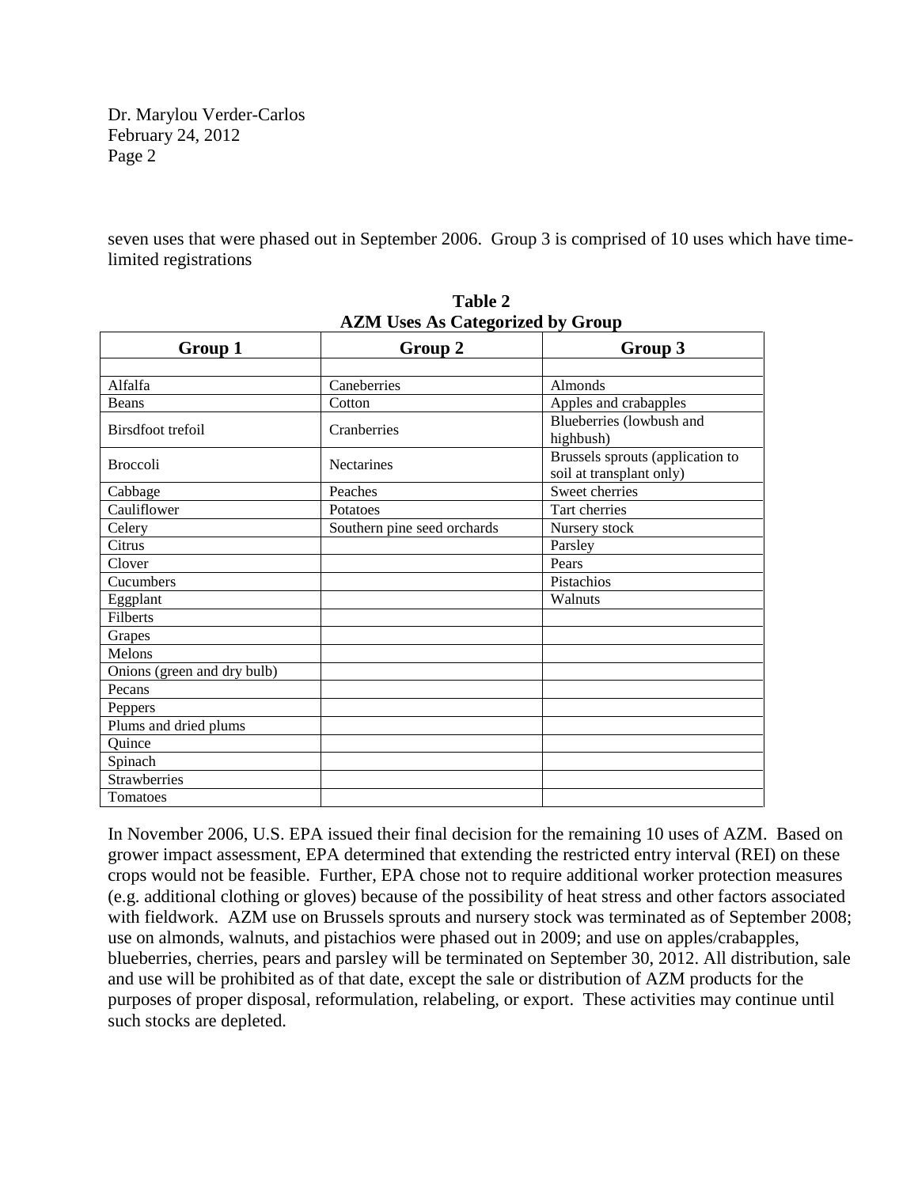seven uses that were phased out in September 2006. Group 3 is comprised of 10 uses which have time-limited registrations

**Table 2**
**AZM Uses As Categorized by Group**

| Group 1 | Group 2 | Group 3 |
|---|---|---|
| | | |
| Alfalfa | Caneberries | Almonds |
| Beans | Cotton | Apples and crabapples |
| Birsdfoot trefoil | Cranberries | Blueberries (lowbush and highbush) |
| Broccoli | Nectarines | Brussels sprouts (application to soil at transplant only) |
| Cabbage | Peaches | Sweet cherries |
| Cauliflower | Potatoes | Tart cherries |
| Celery | Southern pine seed orchards | Nursery stock |
| Citrus | | Parsley |
| Clover | | Pears |
| Cucumbers | | Pistachios |
| Eggplant | | Walnuts |
| Filberts | | |
| Grapes | | |
| Melons | | |
| Onions (green and dry bulb) | | |
| Pecans | | |
| Peppers | | |
| Plums and dried plums | | |
| Quince | | |
| Spinach | | |
| Strawberries | | |
| Tomatoes | | |

In November 2006, U.S. EPA issued their final decision for the remaining 10 uses of AZM. Based on grower impact assessment, EPA determined that extending the restricted entry interval (REI) on these crops would not be feasible. Further, EPA chose not to require additional worker protection measures (e.g. additional clothing or gloves) because of the possibility of heat stress and other factors associated with fieldwork. AZM use on Brussels sprouts and nursery stock was terminated as of September 2008; use on almonds, walnuts, and pistachios were phased out in 2009; and use on apples/crabapples, blueberries, cherries, pears and parsley will be terminated on September 30, 2012. All distribution, sale and use will be prohibited as of that date, except the sale or distribution of AZM products for the purposes of proper disposal, reformulation, relabeling, or export. These activities may continue until such stocks are depleted.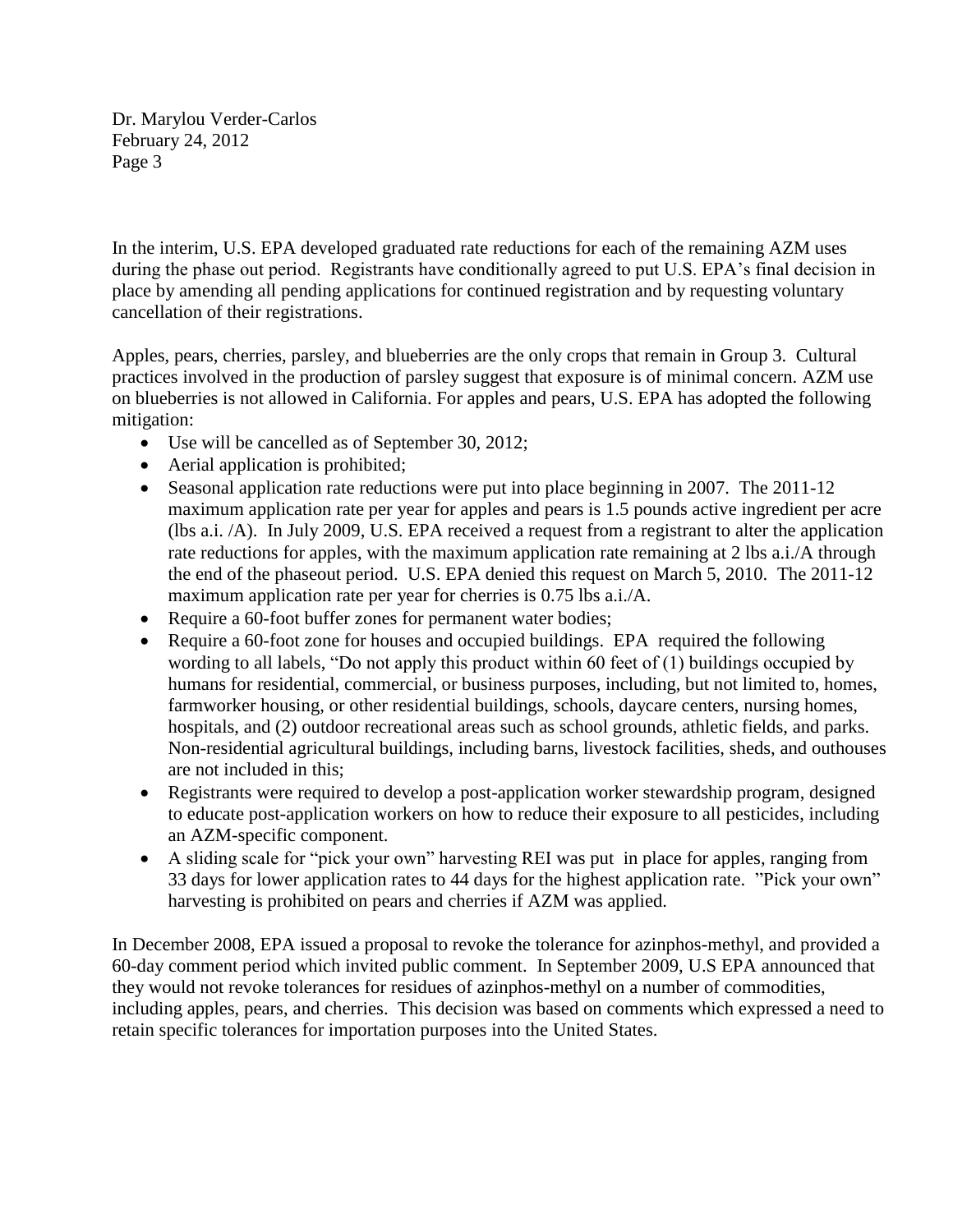In the interim, U.S. EPA developed graduated rate reductions for each of the remaining AZM uses during the phase out period. Registrants have conditionally agreed to put U.S. EPA's final decision in place by amending all pending applications for continued registration and by requesting voluntary cancellation of their registrations.

Apples, pears, cherries, parsley, and blueberries are the only crops that remain in Group 3. Cultural practices involved in the production of parsley suggest that exposure is of minimal concern. AZM use on blueberries is not allowed in California. For apples and pears, U.S. EPA has adopted the following mitigation:

- Use will be cancelled as of September 30, 2012;
- Aerial application is prohibited;
- Seasonal application rate reductions were put into place beginning in 2007. The 2011-12 maximum application rate per year for apples and pears is 1.5 pounds active ingredient per acre (lbs a.i. /A). In July 2009, U.S. EPA received a request from a registrant to alter the application rate reductions for apples, with the maximum application rate remaining at 2 lbs a.i./A through the end of the phaseout period. U.S. EPA denied this request on March 5, 2010. The 2011-12 maximum application rate per year for cherries is 0.75 lbs a.i./A.
- Require a 60-foot buffer zones for permanent water bodies;
- Require a 60-foot zone for houses and occupied buildings. EPA required the following wording to all labels, "Do not apply this product within 60 feet of (1) buildings occupied by humans for residential, commercial, or business purposes, including, but not limited to, homes, farmworker housing, or other residential buildings, schools, daycare centers, nursing homes, hospitals, and (2) outdoor recreational areas such as school grounds, athletic fields, and parks. Non-residential agricultural buildings, including barns, livestock facilities, sheds, and outhouses are not included in this;
- Registrants were required to develop a post-application worker stewardship program, designed to educate post-application workers on how to reduce their exposure to all pesticides, including an AZM-specific component.
- A sliding scale for "pick your own" harvesting REI was put in place for apples, ranging from 33 days for lower application rates to 44 days for the highest application rate. "Pick your own" harvesting is prohibited on pears and cherries if AZM was applied.

In December 2008, EPA issued a proposal to revoke the tolerance for azinphos-methyl, and provided a 60-day comment period which invited public comment. In September 2009, U.S EPA announced that they would not revoke tolerances for residues of azinphos-methyl on a number of commodities, including apples, pears, and cherries. This decision was based on comments which expressed a need to retain specific tolerances for importation purposes into the United States.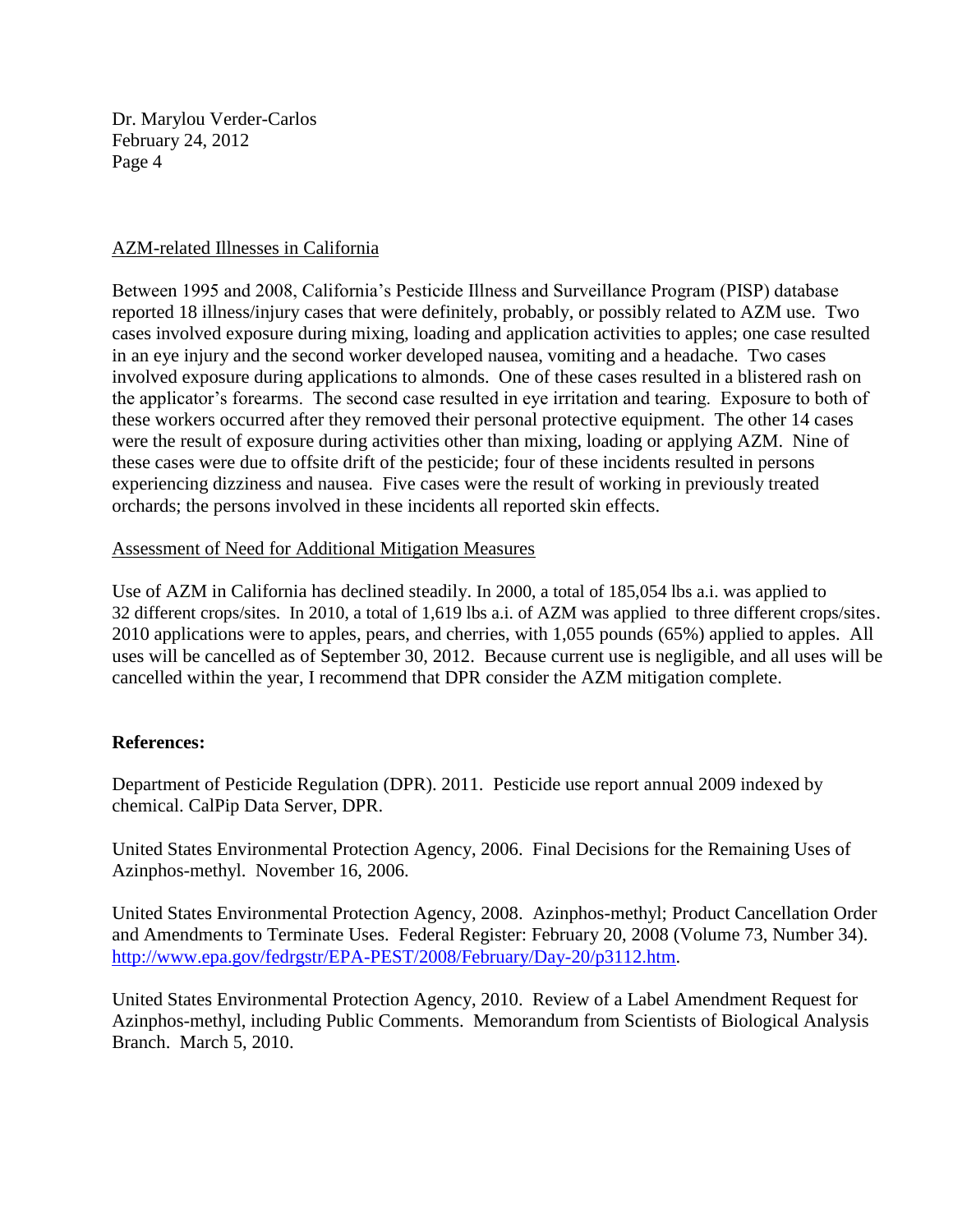AZM-related Illnesses in California

Between 1995 and 2008, California's Pesticide Illness and Surveillance Program (PISP) database reported 18 illness/injury cases that were definitely, probably, or possibly related to AZM use. Two cases involved exposure during mixing, loading and application activities to apples; one case resulted in an eye injury and the second worker developed nausea, vomiting and a headache. Two cases involved exposure during applications to almonds. One of these cases resulted in a blistered rash on the applicator's forearms. The second case resulted in eye irritation and tearing. Exposure to both of these workers occurred after they removed their personal protective equipment. The other 14 cases were the result of exposure during activities other than mixing, loading or applying AZM. Nine of these cases were due to offsite drift of the pesticide; four of these incidents resulted in persons experiencing dizziness and nausea. Five cases were the result of working in previously treated orchards; the persons involved in these incidents all reported skin effects.

Assessment of Need for Additional Mitigation Measures

Use of AZM in California has declined steadily. In 2000, a total of 185,054 lbs a.i. was applied to 32 different crops/sites. In 2010, a total of 1,619 lbs a.i. of AZM was applied to three different crops/sites. 2010 applications were to apples, pears, and cherries, with 1,055 pounds (65%) applied to apples. All uses will be cancelled as of September 30, 2012. Because current use is negligible, and all uses will be cancelled within the year, I recommend that DPR consider the AZM mitigation complete.

**References:**

Department of Pesticide Regulation (DPR). 2011. Pesticide use report annual 2009 indexed by chemical. CalPip Data Server, DPR.

United States Environmental Protection Agency, 2006. Final Decisions for the Remaining Uses of Azinphos-methyl. November 16, 2006.

United States Environmental Protection Agency, 2008. Azinphos-methyl; Product Cancellation Order and Amendments to Terminate Uses. Federal Register: February 20, 2008 (Volume 73, Number 34). http://www.epa.gov/fedrgstr/EPA-PEST/2008/February/Day-20/p3112.htm.

United States Environmental Protection Agency, 2010. Review of a Label Amendment Request for Azinphos-methyl, including Public Comments. Memorandum from Scientists of Biological Analysis Branch. March 5, 2010.